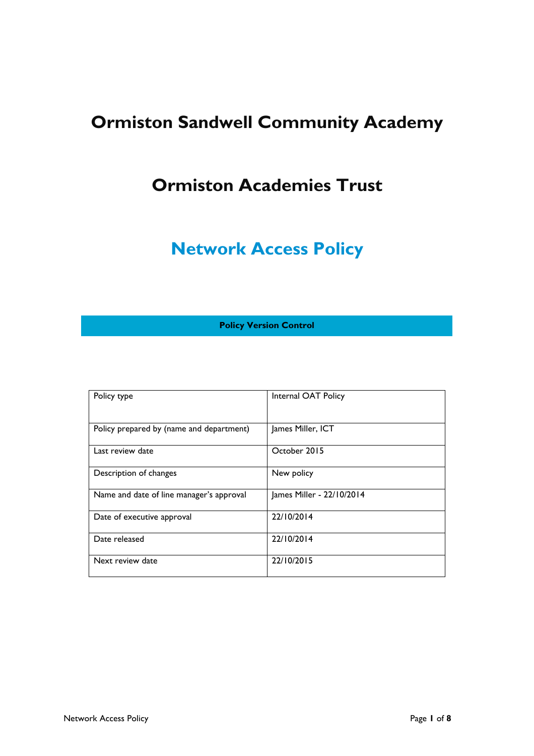# Ormiston Sandwell Community Academy

# Ormiston Academies Trust

# Network Access Policy

**Policy Version Control**

| Policy type | Internal OAT Policy |
|---|---|
| Policy prepared by (name and department) | James Miller, ICT |
| Last review date | October 2015 |
| Description of changes | New policy |
| Name and date of line manager's approval | James Miller - 22/10/2014 |
| Date of executive approval | 22/10/2014 |
| Date released | 22/10/2014 |
| Next review date | 22/10/2015 |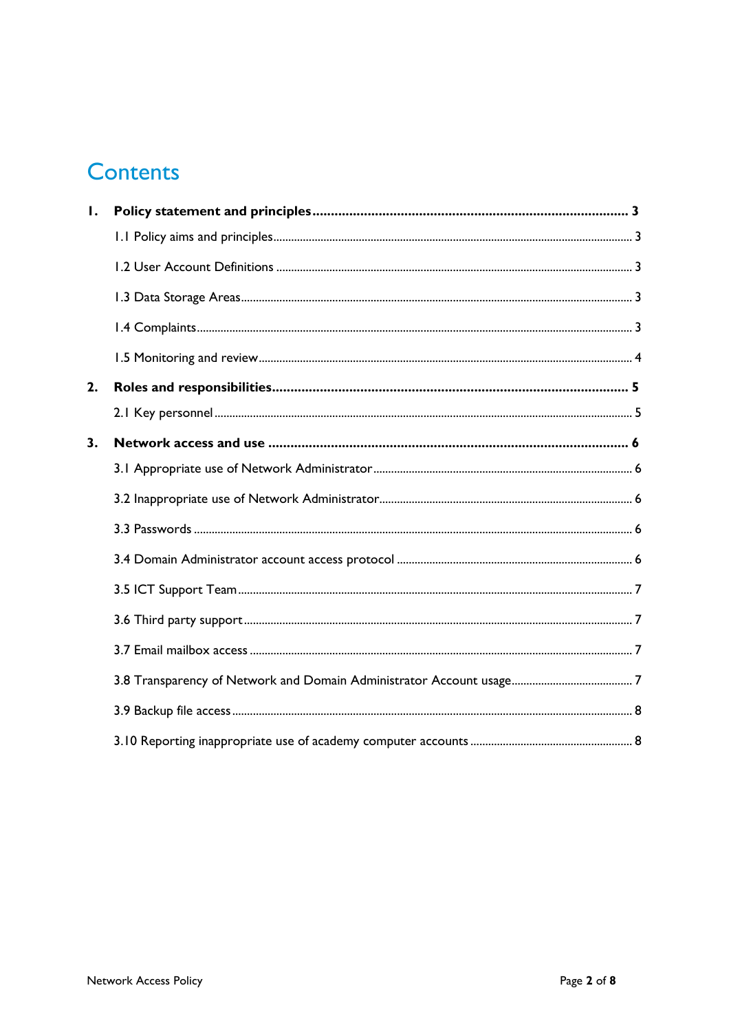# Contents

1. **Policy statement and principles** ..................... 3
   - 1.1 Policy aims and principles ..................... 3
   - 1.2 User Account Definitions ..................... 3
   - 1.3 Data Storage Areas ..................... 3
   - 1.4 Complaints ..................... 3
   - 1.5 Monitoring and review ..................... 4
2. **Roles and responsibilities** ..................... 5
   - 2.1 Key personnel ..................... 5
3. **Network access and use** ..................... 6
   - 3.1 Appropriate use of Network Administrator ..................... 6
   - 3.2 Inappropriate use of Network Administrator ..................... 6
   - 3.3 Passwords ..................... 6
   - 3.4 Domain Administrator account access protocol ..................... 6
   - 3.5 ICT Support Team ..................... 7
   - 3.6 Third party support ..................... 7
   - 3.7 Email mailbox access ..................... 7
   - 3.8 Transparency of Network and Domain Administrator Account usage ..................... 7
   - 3.9 Backup file access ..................... 8
   - 3.10 Reporting inappropriate use of academy computer accounts ..................... 8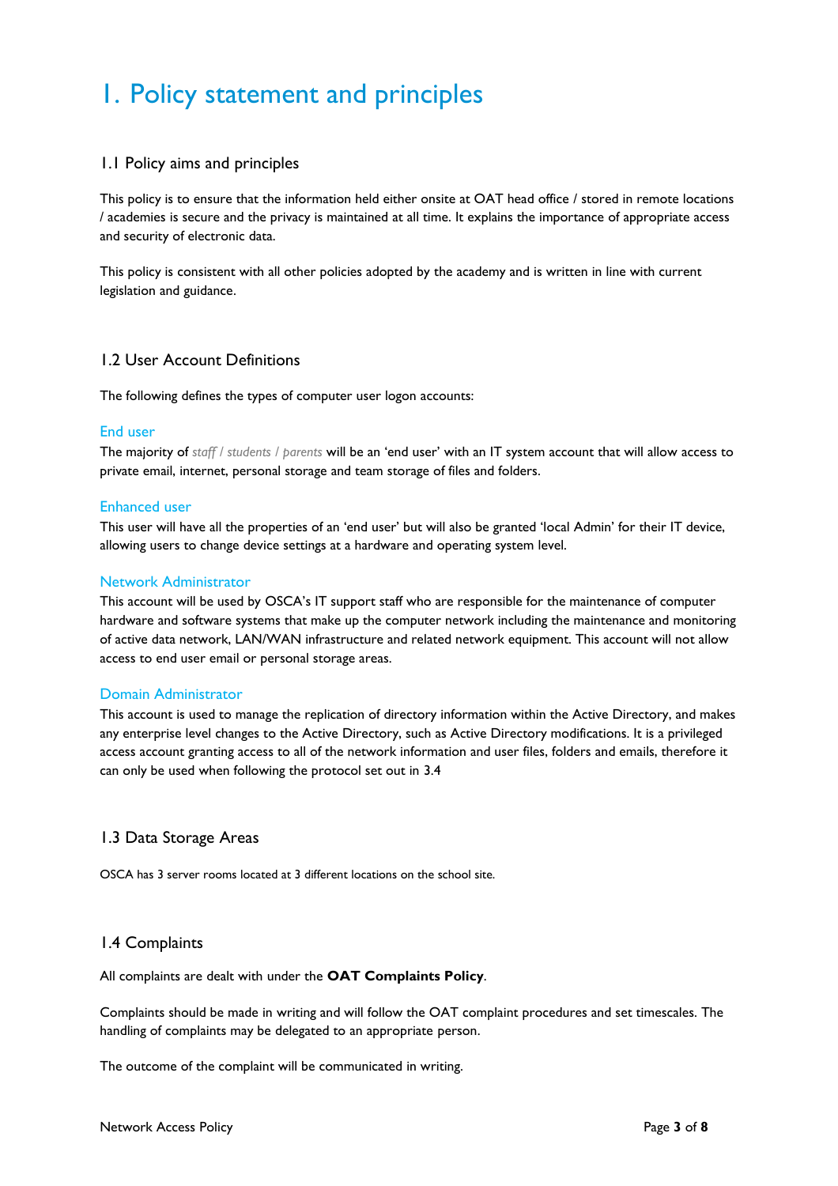# 1. Policy statement and principles

## 1.1 Policy aims and principles

This policy is to ensure that the information held either onsite at OAT head office / stored in remote locations / academies is secure and the privacy is maintained at all time. It explains the importance of appropriate access and security of electronic data.

This policy is consistent with all other policies adopted by the academy and is written in line with current legislation and guidance.

## 1.2 User Account Definitions

The following defines the types of computer user logon accounts:

### End user

The majority of *staff / students / parents* will be an 'end user' with an IT system account that will allow access to private email, internet, personal storage and team storage of files and folders.

### Enhanced user

This user will have all the properties of an 'end user' but will also be granted 'local Admin' for their IT device, allowing users to change device settings at a hardware and operating system level.

### Network Administrator

This account will be used by OSCA's IT support staff who are responsible for the maintenance of computer hardware and software systems that make up the computer network including the maintenance and monitoring of active data network, LAN/WAN infrastructure and related network equipment. This account will not allow access to end user email or personal storage areas.

### Domain Administrator

This account is used to manage the replication of directory information within the Active Directory, and makes any enterprise level changes to the Active Directory, such as Active Directory modifications. It is a privileged access account granting access to all of the network information and user files, folders and emails, therefore it can only be used when following the protocol set out in 3.4

## 1.3 Data Storage Areas

OSCA has 3 server rooms located at 3 different locations on the school site.

## 1.4 Complaints

All complaints are dealt with under the **OAT Complaints Policy**.

Complaints should be made in writing and will follow the OAT complaint procedures and set timescales. The handling of complaints may be delegated to an appropriate person.

The outcome of the complaint will be communicated in writing.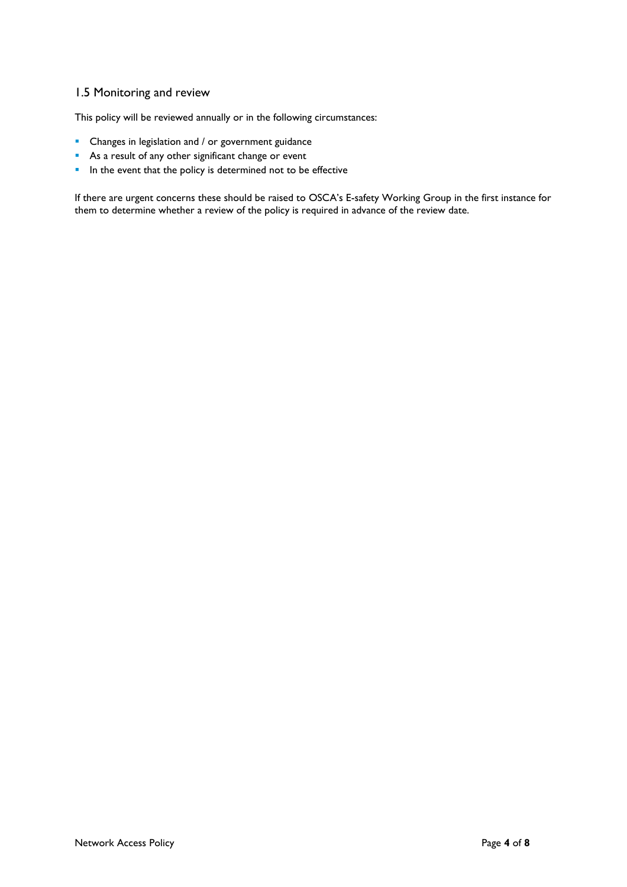## 1.5 Monitoring and review

This policy will be reviewed annually or in the following circumstances:

- Changes in legislation and / or government guidance
- As a result of any other significant change or event
- In the event that the policy is determined not to be effective

If there are urgent concerns these should be raised to OSCA's E-safety Working Group in the first instance for them to determine whether a review of the policy is required in advance of the review date.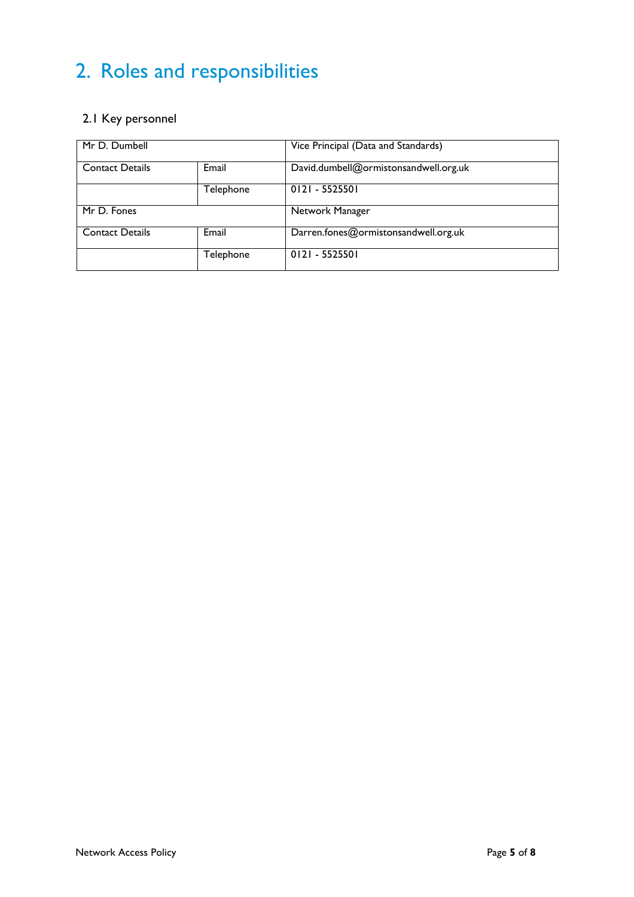# 2. Roles and responsibilities

## 2.1 Key personnel

| Mr D. Dumbell | | Vice Principal (Data and Standards) |
|---|---|---|
| Contact Details | Email | David.dumbell@ormistonsandwell.org.uk |
| | Telephone | 0121 - 5525501 |
| Mr D. Fones | | Network Manager |
| Contact Details | Email | Darren.fones@ormistonsandwell.org.uk |
| | Telephone | 0121 - 5525501 |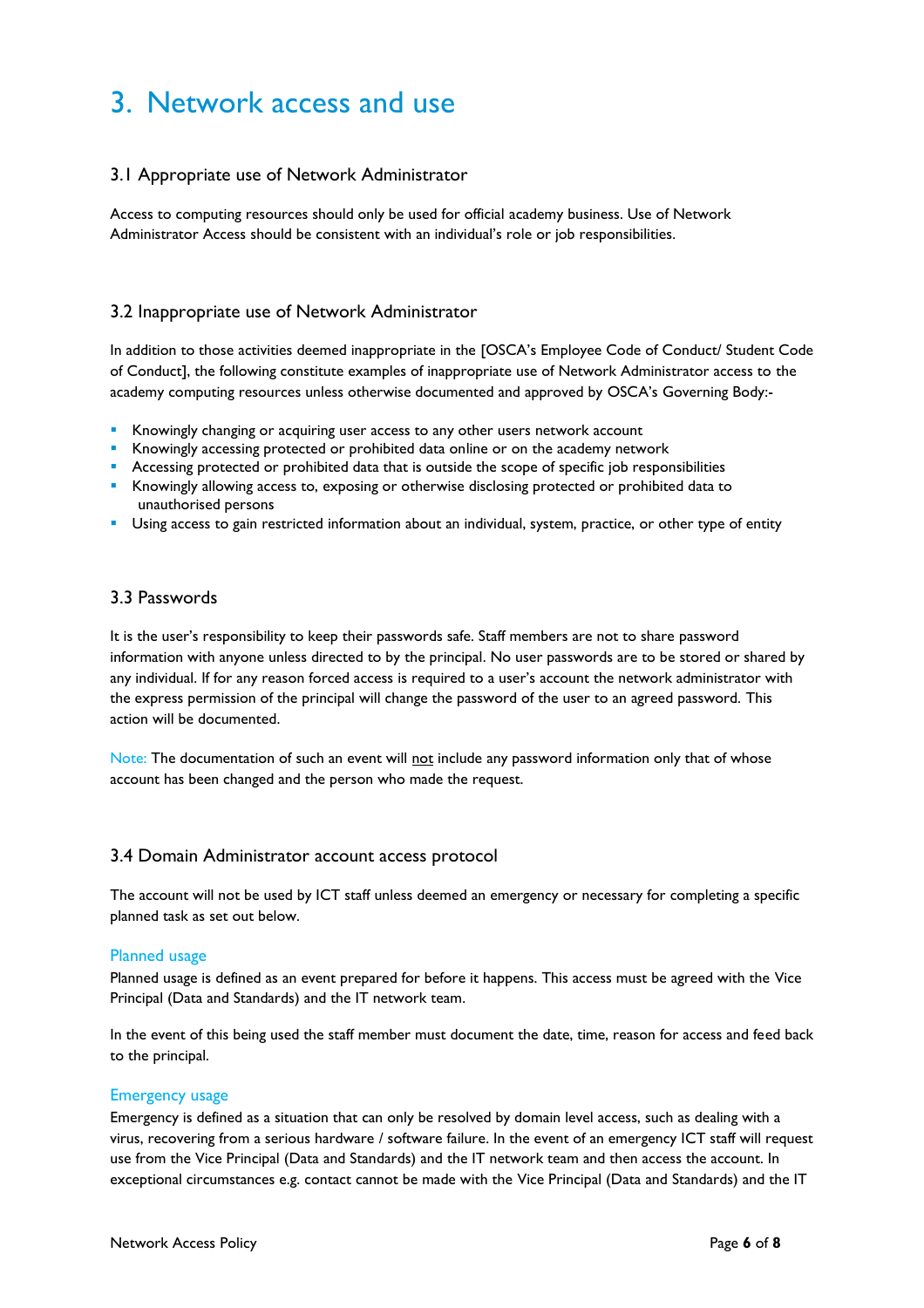# 3. Network access and use

## 3.1 Appropriate use of Network Administrator

Access to computing resources should only be used for official academy business. Use of Network Administrator Access should be consistent with an individual's role or job responsibilities.

## 3.2 Inappropriate use of Network Administrator

In addition to those activities deemed inappropriate in the [OSCA's Employee Code of Conduct/ Student Code of Conduct], the following constitute examples of inappropriate use of Network Administrator access to the academy computing resources unless otherwise documented and approved by OSCA's Governing Body:-

- Knowingly changing or acquiring user access to any other users network account
- Knowingly accessing protected or prohibited data online or on the academy network
- Accessing protected or prohibited data that is outside the scope of specific job responsibilities
- Knowingly allowing access to, exposing or otherwise disclosing protected or prohibited data to unauthorised persons
- Using access to gain restricted information about an individual, system, practice, or other type of entity

## 3.3 Passwords

It is the user's responsibility to keep their passwords safe. Staff members are not to share password information with anyone unless directed to by the principal. No user passwords are to be stored or shared by any individual. If for any reason forced access is required to a user's account the network administrator with the express permission of the principal will change the password of the user to an agreed password. This action will be documented.

Note: The documentation of such an event will not include any password information only that of whose account has been changed and the person who made the request.

## 3.4 Domain Administrator account access protocol

The account will not be used by ICT staff unless deemed an emergency or necessary for completing a specific planned task as set out below.

### Planned usage

Planned usage is defined as an event prepared for before it happens. This access must be agreed with the Vice Principal (Data and Standards) and the IT network team.

In the event of this being used the staff member must document the date, time, reason for access and feed back to the principal.

### Emergency usage

Emergency is defined as a situation that can only be resolved by domain level access, such as dealing with a virus, recovering from a serious hardware / software failure. In the event of an emergency ICT staff will request use from the Vice Principal (Data and Standards) and the IT network team and then access the account. In exceptional circumstances e.g. contact cannot be made with the Vice Principal (Data and Standards) and the IT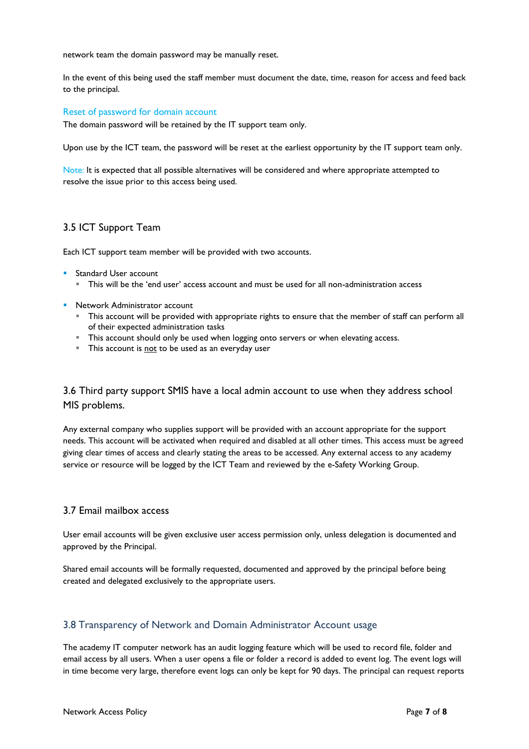network team the domain password may be manually reset.

In the event of this being used the staff member must document the date, time, reason for access and feed back to the principal.

#### Reset of password for domain account

The domain password will be retained by the IT support team only.

Upon use by the ICT team, the password will be reset at the earliest opportunity by the IT support team only.

Note: It is expected that all possible alternatives will be considered and where appropriate attempted to resolve the issue prior to this access being used.

### 3.5 ICT Support Team

Each ICT support team member will be provided with two accounts.

- Standard User account
  - This will be the 'end user' access account and must be used for all non-administration access
- Network Administrator account
  - This account will be provided with appropriate rights to ensure that the member of staff can perform all of their expected administration tasks
  - This account should only be used when logging onto servers or when elevating access.
  - This account is <u>not</u> to be used as an everyday user

### 3.6 Third party support SMIS have a local admin account to use when they address school MIS problems.

Any external company who supplies support will be provided with an account appropriate for the support needs. This account will be activated when required and disabled at all other times. This access must be agreed giving clear times of access and clearly stating the areas to be accessed. Any external access to any academy service or resource will be logged by the ICT Team and reviewed by the e-Safety Working Group.

### 3.7 Email mailbox access

User email accounts will be given exclusive user access permission only, unless delegation is documented and approved by the Principal.

Shared email accounts will be formally requested, documented and approved by the principal before being created and delegated exclusively to the appropriate users.

### 3.8 Transparency of Network and Domain Administrator Account usage

The academy IT computer network has an audit logging feature which will be used to record file, folder and email access by all users. When a user opens a file or folder a record is added to event log. The event logs will in time become very large, therefore event logs can only be kept for 90 days. The principal can request reports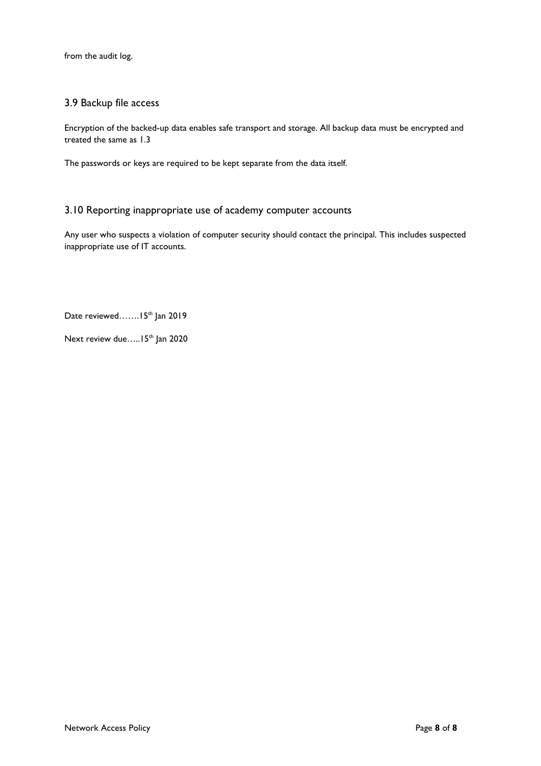from the audit log.

## 3.9 Backup file access

Encryption of the backed-up data enables safe transport and storage. All backup data must be encrypted and treated the same as 1.3

The passwords or keys are required to be kept separate from the data itself.

## 3.10 Reporting inappropriate use of academy computer accounts

Any user who suspects a violation of computer security should contact the principal. This includes suspected inappropriate use of IT accounts.

Date reviewed…….15th Jan 2019

Next review due…..15th Jan 2020